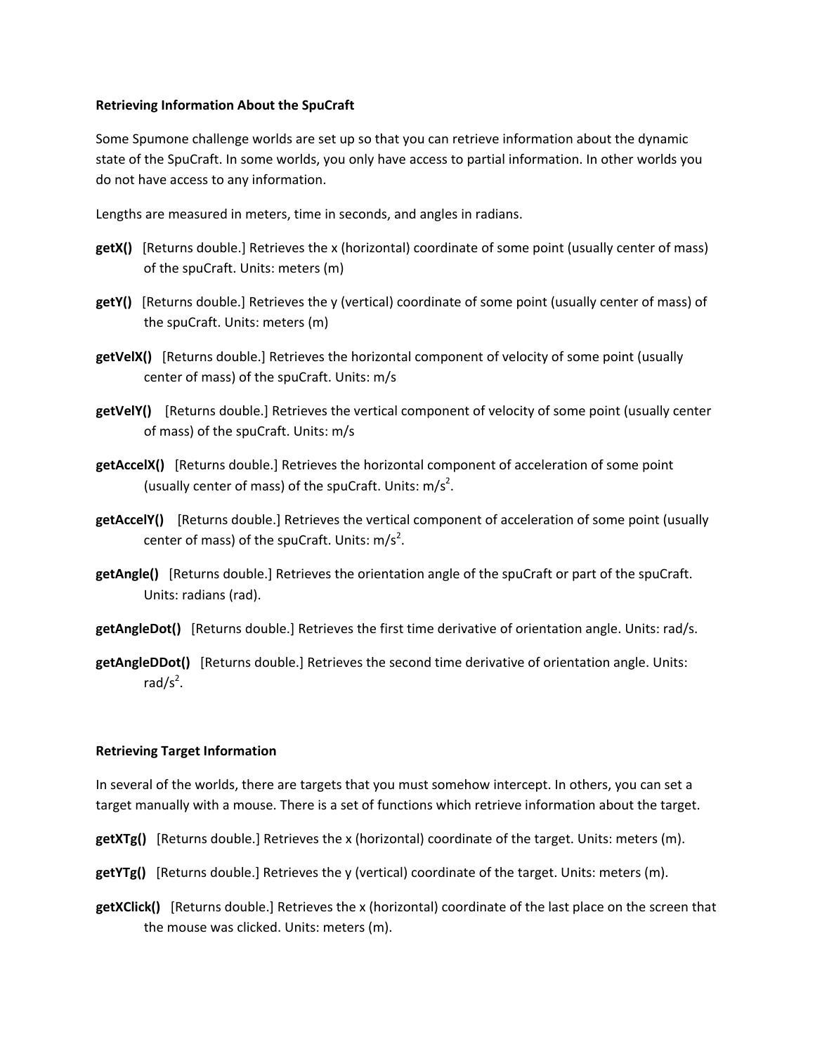**Retrieving Information About the SpuCraft**

Some Spumone challenge worlds are set up so that you can retrieve information about the dynamic state of the SpuCraft. In some worlds, you only have access to partial information. In other worlds you do not have access to any information.

Lengths are measured in meters, time in seconds, and angles in radians.

**getX()** [Returns double.] Retrieves the x (horizontal) coordinate of some point (usually center of mass) of the spuCraft. Units: meters (m)

**getY()** [Returns double.] Retrieves the y (vertical) coordinate of some point (usually center of mass) of the spuCraft. Units: meters (m)

**getVelX()** [Returns double.] Retrieves the horizontal component of velocity of some point (usually center of mass) of the spuCraft. Units: m/s

**getVelY()** [Returns double.] Retrieves the vertical component of velocity of some point (usually center of mass) of the spuCraft. Units: m/s

**getAccelX()** [Returns double.] Retrieves the horizontal component of acceleration of some point (usually center of mass) of the spuCraft. Units: $m/s^2$.

**getAccelY()** [Returns double.] Retrieves the vertical component of acceleration of some point (usually center of mass) of the spuCraft. Units: $m/s^2$.

**getAngle()** [Returns double.] Retrieves the orientation angle of the spuCraft or part of the spuCraft. Units: radians (rad).

**getAngleDot()** [Returns double.] Retrieves the first time derivative of orientation angle. Units: rad/s.

**getAngleDDot()** [Returns double.] Retrieves the second time derivative of orientation angle. Units: $rad/s^2$.

**Retrieving Target Information**

In several of the worlds, there are targets that you must somehow intercept. In others, you can set a target manually with a mouse. There is a set of functions which retrieve information about the target.

**getXTg()** [Returns double.] Retrieves the x (horizontal) coordinate of the target. Units: meters (m).

**getYTg()** [Returns double.] Retrieves the y (vertical) coordinate of the target. Units: meters (m).

**getXClick()** [Returns double.] Retrieves the x (horizontal) coordinate of the last place on the screen that the mouse was clicked. Units: meters (m).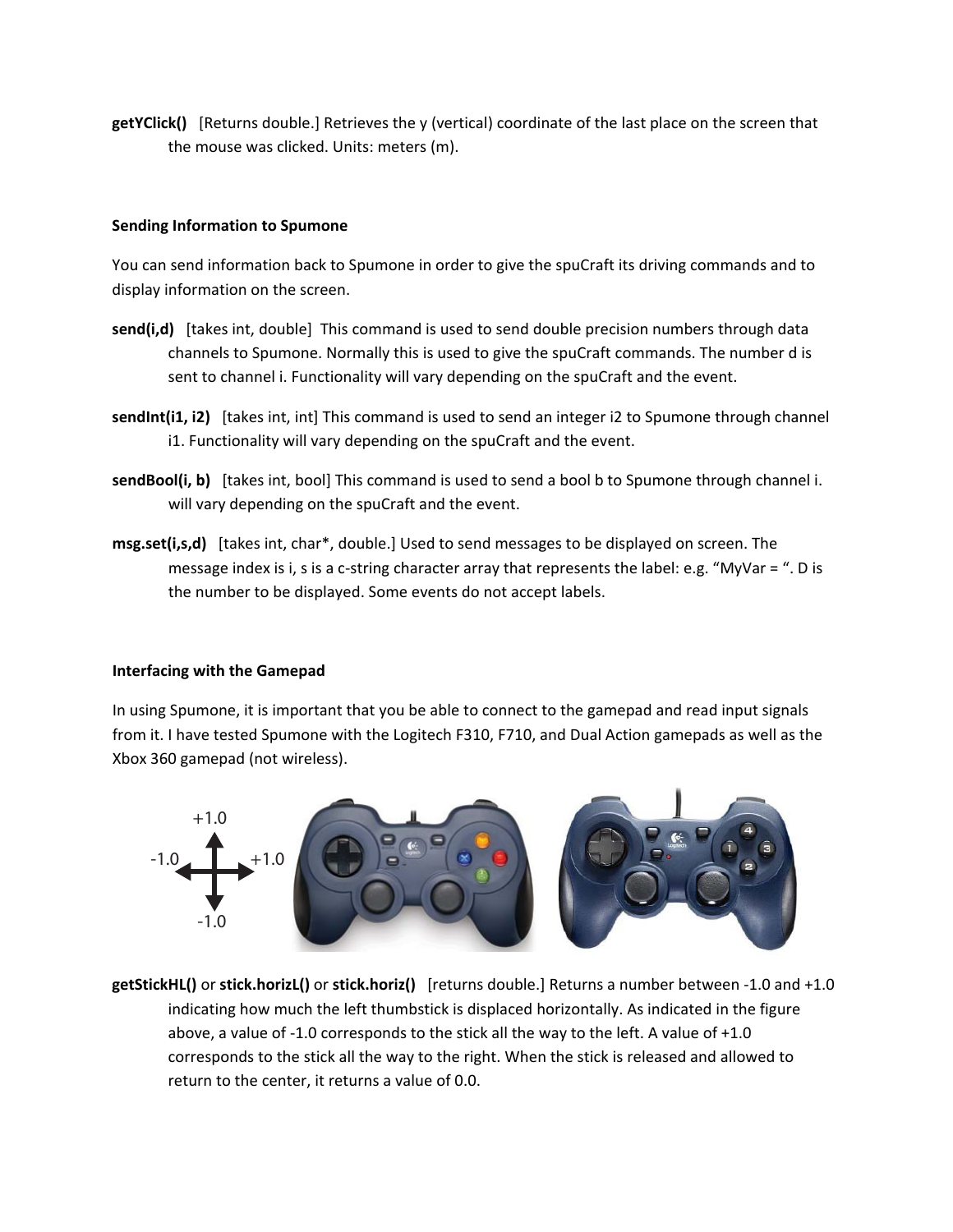**getYClick()** [Returns double.] Retrieves the y (vertical) coordinate of the last place on the screen that the mouse was clicked. Units: meters (m).

### Sending Information to Spumone

You can send information back to Spumone in order to give the spuCraft its driving commands and to display information on the screen.

**send(i,d)** [takes int, double] This command is used to send double precision numbers through data channels to Spumone. Normally this is used to give the spuCraft commands. The number d is sent to channel i. Functionality will vary depending on the spuCraft and the event.

**sendInt(i1, i2)** [takes int, int] This command is used to send an integer i2 to Spumone through channel i1. Functionality will vary depending on the spuCraft and the event.

**sendBool(i, b)** [takes int, bool] This command is used to send a bool b to Spumone through channel i. will vary depending on the spuCraft and the event.

**msg.set(i,s,d)** [takes int, char*, double.] Used to send messages to be displayed on screen. The message index is i, s is a c-string character array that represents the label: e.g. “MyVar = “. D is the number to be displayed. Some events do not accept labels.

### Interfacing with the Gamepad

In using Spumone, it is important that you be able to connect to the gamepad and read input signals from it. I have tested Spumone with the Logitech F310, F710, and Dual Action gamepads as well as the Xbox 360 gamepad (not wireless).

**getStickHL()** or **stick.horizL()** or **stick.horiz()** [returns double.] Returns a number between -1.0 and +1.0 indicating how much the left thumbstick is displaced horizontally. As indicated in the figure above, a value of -1.0 corresponds to the stick all the way to the left. A value of +1.0 corresponds to the stick all the way to the right. When the stick is released and allowed to return to the center, it returns a value of 0.0.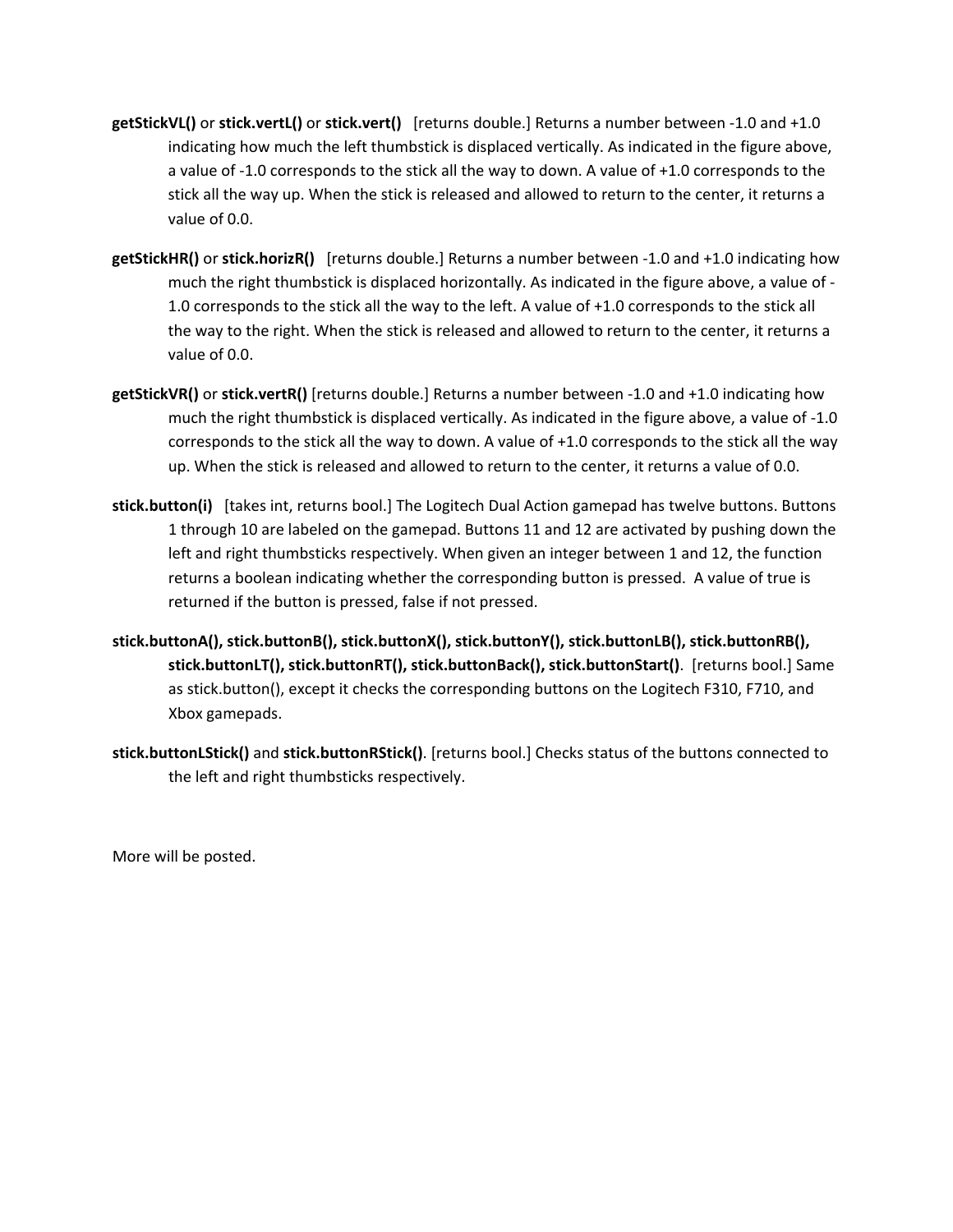**getStickVL()** or **stick.vertL()** or **stick.vert()** [returns double.] Returns a number between -1.0 and +1.0 indicating how much the left thumbstick is displaced vertically. As indicated in the figure above, a value of -1.0 corresponds to the stick all the way to down. A value of +1.0 corresponds to the stick all the way up. When the stick is released and allowed to return to the center, it returns a value of 0.0.

**getStickHR()** or **stick.horizR()** [returns double.] Returns a number between -1.0 and +1.0 indicating how much the right thumbstick is displaced horizontally. As indicated in the figure above, a value of -1.0 corresponds to the stick all the way to the left. A value of +1.0 corresponds to the stick all the way to the right. When the stick is released and allowed to return to the center, it returns a value of 0.0.

**getStickVR()** or **stick.vertR()** [returns double.] Returns a number between -1.0 and +1.0 indicating how much the right thumbstick is displaced vertically. As indicated in the figure above, a value of -1.0 corresponds to the stick all the way to down. A value of +1.0 corresponds to the stick all the way up. When the stick is released and allowed to return to the center, it returns a value of 0.0.

**stick.button(i)** [takes int, returns bool.] The Logitech Dual Action gamepad has twelve buttons. Buttons 1 through 10 are labeled on the gamepad. Buttons 11 and 12 are activated by pushing down the left and right thumbsticks respectively. When given an integer between 1 and 12, the function returns a boolean indicating whether the corresponding button is pressed. A value of true is returned if the button is pressed, false if not pressed.

**stick.buttonA(), stick.buttonB(), stick.buttonX(), stick.buttonY(), stick.buttonLB(), stick.buttonRB(), stick.buttonLT(), stick.buttonRT(), stick.buttonBack(), stick.buttonStart()**. [returns bool.] Same as stick.button(), except it checks the corresponding buttons on the Logitech F310, F710, and Xbox gamepads.

**stick.buttonLStick()** and **stick.buttonRStick()**. [returns bool.] Checks status of the buttons connected to the left and right thumbsticks respectively.

More will be posted.